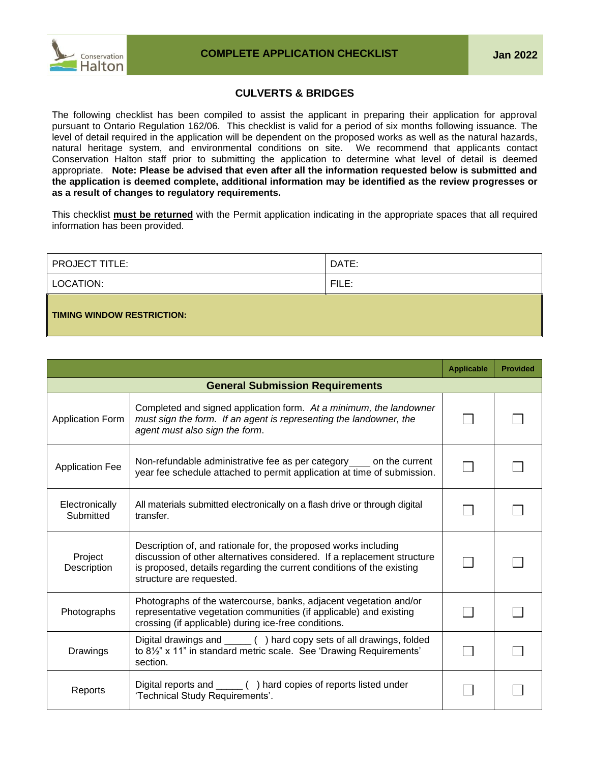# COMPLETE APPLICATION CHECKLIST

Jan 2022

## CULVERTS & BRIDGES

The following checklist has been compiled to assist the applicant in preparing their application for approval pursuant to Ontario Regulation 162/06. This checklist is valid for a period of six months following issuance. The level of detail required in the application will be dependent on the proposed works as well as the natural hazards, natural heritage system, and environmental conditions on site. We recommend that applicants contact Conservation Halton staff prior to submitting the application to determine what level of detail is deemed appropriate. **Note: Please be advised that even after all the information requested below is submitted and the application is deemed complete, additional information may be identified as the review progresses or as a result of changes to regulatory requirements.**

This checklist **must be returned** with the Permit application indicating in the appropriate spaces that all required information has been provided.

| PROJECT TITLE: | DATE: |
|---|---|
| LOCATION: | FILE: |
| **TIMING WINDOW RESTRICTION:** | |

| | | Applicable | Provided |
|---|---|---|---|
| **General Submission Requirements** | | | |
| Application Form | Completed and signed application form. *At a minimum, the landowner must sign the form. If an agent is representing the landowner, the agent must also sign the form.* | ☐ | ☐ |
| Application Fee | Non-refundable administrative fee as per category____ on the current year fee schedule attached to permit application at time of submission. | ☐ | ☐ |
| Electronically Submitted | All materials submitted electronically on a flash drive or through digital transfer. | ☐ | ☐ |
| Project Description | Description of, and rationale for, the proposed works including discussion of other alternatives considered. If a replacement structure is proposed, details regarding the current conditions of the existing structure are requested. | ☐ | ☐ |
| Photographs | Photographs of the watercourse, banks, adjacent vegetation and/or representative vegetation communities (if applicable) and existing crossing (if applicable) during ice-free conditions. | ☐ | ☐ |
| Drawings | Digital drawings and _____ ( ) hard copy sets of all drawings, folded to 8½" x 11" in standard metric scale. See 'Drawing Requirements' section. | ☐ | ☐ |
| Reports | Digital reports and _____ ( ) hard copies of reports listed under 'Technical Study Requirements'. | ☐ | ☐ |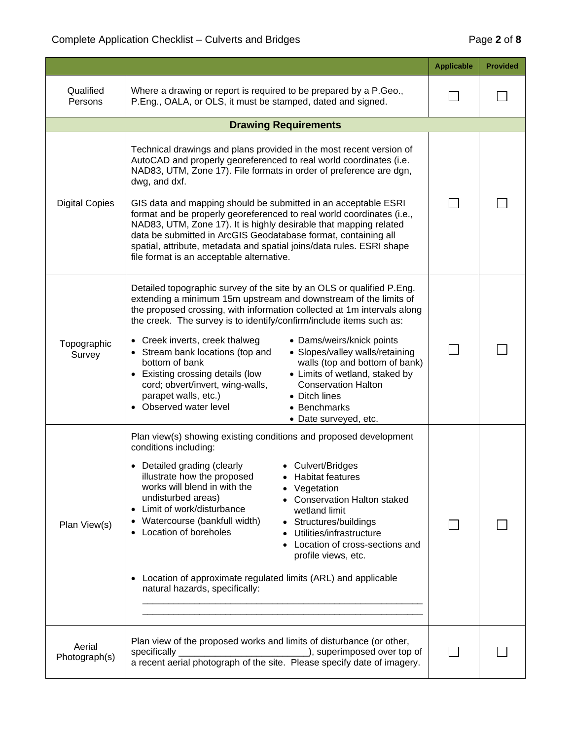| | | Applicable | Provided |
|---|---|---|---|
| Qualified Persons | Where a drawing or report is required to be prepared by a P.Geo., P.Eng., OALA, or OLS, it must be stamped, dated and signed. | ☐ | ☐ |
| **Drawing Requirements** | | | |
| Digital Copies | Technical drawings and plans provided in the most recent version of AutoCAD and properly georeferenced to real world coordinates (i.e. NAD83, UTM, Zone 17). File formats in order of preference are dgn, dwg, and dxf.<br><br>GIS data and mapping should be submitted in an acceptable ESRI format and be properly georeferenced to real world coordinates (i.e., NAD83, UTM, Zone 17). It is highly desirable that mapping related data be submitted in ArcGIS Geodatabase format, containing all spatial, attribute, metadata and spatial joins/data rules. ESRI shape file format is an acceptable alternative. | ☐ | ☐ |
| Topographic Survey | Detailed topographic survey of the site by an OLS or qualified P.Eng. extending a minimum 15m upstream and downstream of the limits of the proposed crossing, with information collected at 1m intervals along the creek. The survey is to identify/confirm/include items such as:<br>• Creek inverts, creek thalweg<br>• Stream bank locations (top and bottom of bank<br>• Existing crossing details (low cord; obvert/invert, wing-walls, parapet walls, etc.)<br>• Observed water level<br>• Dams/weirs/knick points<br>• Slopes/valley walls/retaining walls (top and bottom of bank)<br>• Limits of wetland, staked by Conservation Halton<br>• Ditch lines<br>• Benchmarks<br>• Date surveyed, etc. | ☐ | ☐ |
| Plan View(s) | Plan view(s) showing existing conditions and proposed development conditions including:<br>• Detailed grading (clearly illustrate how the proposed works will blend in with the undisturbed areas)<br>• Limit of work/disturbance<br>• Watercourse (bankfull width)<br>• Location of boreholes<br>• Culvert/Bridges<br>• Habitat features<br>• Vegetation<br>• Conservation Halton staked wetland limit<br>• Structures/buildings<br>• Utilities/infrastructure<br>• Location of cross-sections and profile views, etc.<br><br>• Location of approximate regulated limits (ARL) and applicable natural hazards, specifically:<br>\_\_\_\_\_\_\_\_\_\_\_\_\_\_\_\_\_\_\_\_\_\_\_\_\_\_\_\_\_\_\_\_\_\_\_\_\_\_\_\_\_\_\_\_<br>\_\_\_\_\_\_\_\_\_\_\_\_\_\_\_\_\_\_\_\_\_\_\_\_\_\_\_\_\_\_\_\_\_\_\_\_\_\_\_\_\_\_\_\_ | ☐ | ☐ |
| Aerial Photograph(s) | Plan view of the proposed works and limits of disturbance (or other, specifically \_\_\_\_\_\_\_\_\_\_\_\_\_\_\_\_\_\_\_\_\_\_\_\_), superimposed over top of a recent aerial photograph of the site. Please specify date of imagery. | ☐ | ☐ |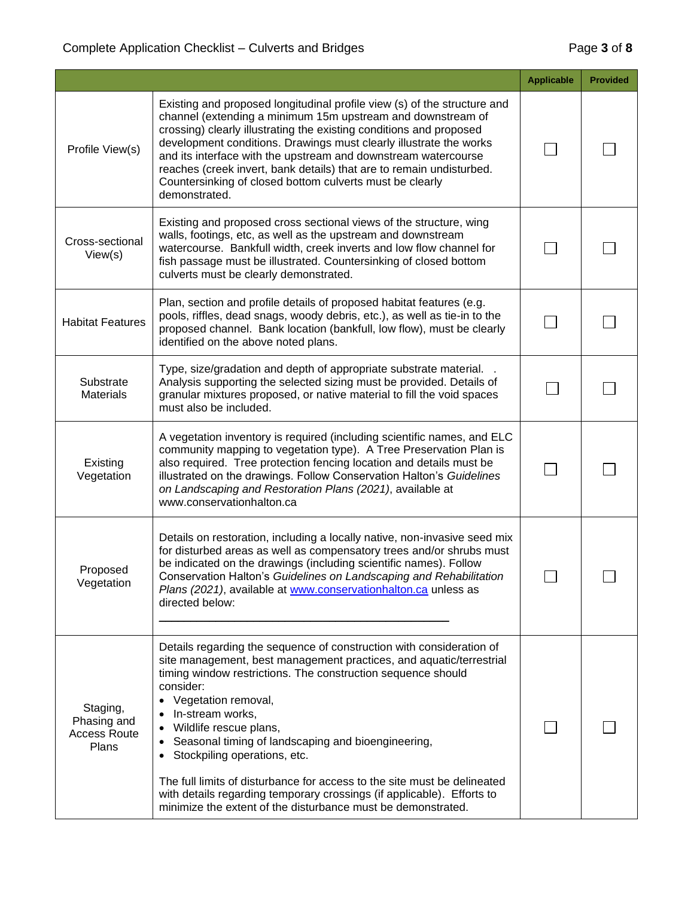| | | Applicable | Provided |
|---|---|---|---|
| Profile View(s) | Existing and proposed longitudinal profile view (s) of the structure and channel (extending a minimum 15m upstream and downstream of crossing) clearly illustrating the existing conditions and proposed development conditions. Drawings must clearly illustrate the works and its interface with the upstream and downstream watercourse reaches (creek invert, bank details) that are to remain undisturbed. Countersinking of closed bottom culverts must be clearly demonstrated. | ☐ | ☐ |
| Cross-sectional View(s) | Existing and proposed cross sectional views of the structure, wing walls, footings, etc, as well as the upstream and downstream watercourse. Bankfull width, creek inverts and low flow channel for fish passage must be illustrated. Countersinking of closed bottom culverts must be clearly demonstrated. | ☐ | ☐ |
| Habitat Features | Plan, section and profile details of proposed habitat features (e.g. pools, riffles, dead snags, woody debris, etc.), as well as tie-in to the proposed channel. Bank location (bankfull, low flow), must be clearly identified on the above noted plans. | ☐ | ☐ |
| Substrate Materials | Type, size/gradation and depth of appropriate substrate material. . Analysis supporting the selected sizing must be provided. Details of granular mixtures proposed, or native material to fill the void spaces must also be included. | ☐ | ☐ |
| Existing Vegetation | A vegetation inventory is required (including scientific names, and ELC community mapping to vegetation type). A Tree Preservation Plan is also required. Tree protection fencing location and details must be illustrated on the drawings. Follow Conservation Halton's *Guidelines on Landscaping and Restoration Plans (2021)*, available at www.conservationhalton.ca | ☐ | ☐ |
| Proposed Vegetation | Details on restoration, including a locally native, non-invasive seed mix for disturbed areas as well as compensatory trees and/or shrubs must be indicated on the drawings (including scientific names). Follow Conservation Halton's *Guidelines on Landscaping and Rehabilitation Plans (2021)*, available at [www.conservationhalton.ca](http://www.conservationhalton.ca) unless as directed below:<br><br>\_\_\_\_\_\_\_\_\_\_\_\_\_\_\_\_\_\_\_\_\_\_\_\_\_\_\_\_\_\_\_\_\_\_\_\_\_\_\_\_\_\_\_\_ | ☐ | ☐ |
| Staging, Phasing and Access Route Plans | Details regarding the sequence of construction with consideration of site management, best management practices, and aquatic/terrestrial timing window restrictions. The construction sequence should consider:<br>• Vegetation removal,<br>• In-stream works,<br>• Wildlife rescue plans,<br>• Seasonal timing of landscaping and bioengineering,<br>• Stockpiling operations, etc.<br><br>The full limits of disturbance for access to the site must be delineated with details regarding temporary crossings (if applicable). Efforts to minimize the extent of the disturbance must be demonstrated. | ☐ | ☐ |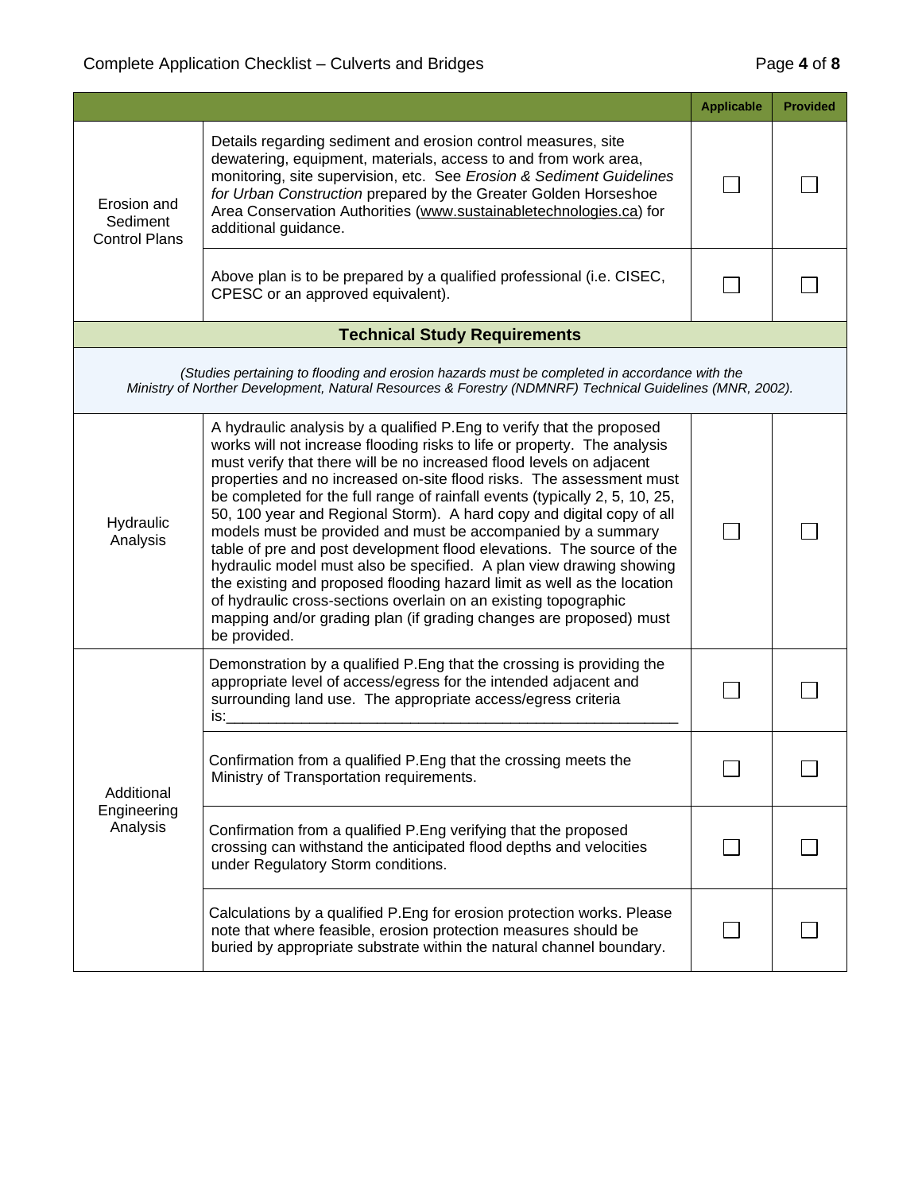| | | Applicable | Provided |
|---|---|---|---|
| Erosion and Sediment Control Plans | Details regarding sediment and erosion control measures, site dewatering, equipment, materials, access to and from work area, monitoring, site supervision, etc. See *Erosion & Sediment Guidelines for Urban Construction* prepared by the Greater Golden Horseshoe Area Conservation Authorities (www.sustainabletechnologies.ca) for additional guidance. | ☐ | ☐ |
| | Above plan is to be prepared by a qualified professional (i.e. CISEC, CPESC or an approved equivalent). | ☐ | ☐ |
| **Technical Study Requirements** | | | |
| *(Studies pertaining to flooding and erosion hazards must be completed in accordance with the Ministry of Norther Development, Natural Resources & Forestry (NDMNRF) Technical Guidelines (MNR, 2002).* | | | |
| Hydraulic Analysis | A hydraulic analysis by a qualified P.Eng to verify that the proposed works will not increase flooding risks to life or property. The analysis must verify that there will be no increased flood levels on adjacent properties and no increased on-site flood risks. The assessment must be completed for the full range of rainfall events (typically 2, 5, 10, 25, 50, 100 year and Regional Storm). A hard copy and digital copy of all models must be provided and must be accompanied by a summary table of pre and post development flood elevations. The source of the hydraulic model must also be specified. A plan view drawing showing the existing and proposed flooding hazard limit as well as the location of hydraulic cross-sections overlain on an existing topographic mapping and/or grading plan (if grading changes are proposed) must be provided. | ☐ | ☐ |
| Additional Engineering Analysis | Demonstration by a qualified P.Eng that the crossing is providing the appropriate level of access/egress for the intended adjacent and surrounding land use. The appropriate access/egress criteria is:______________________________________________ | ☐ | ☐ |
| | Confirmation from a qualified P.Eng that the crossing meets the Ministry of Transportation requirements. | ☐ | ☐ |
| | Confirmation from a qualified P.Eng verifying that the proposed crossing can withstand the anticipated flood depths and velocities under Regulatory Storm conditions. | ☐ | ☐ |
| | Calculations by a qualified P.Eng for erosion protection works. Please note that where feasible, erosion protection measures should be buried by appropriate substrate within the natural channel boundary. | ☐ | ☐ |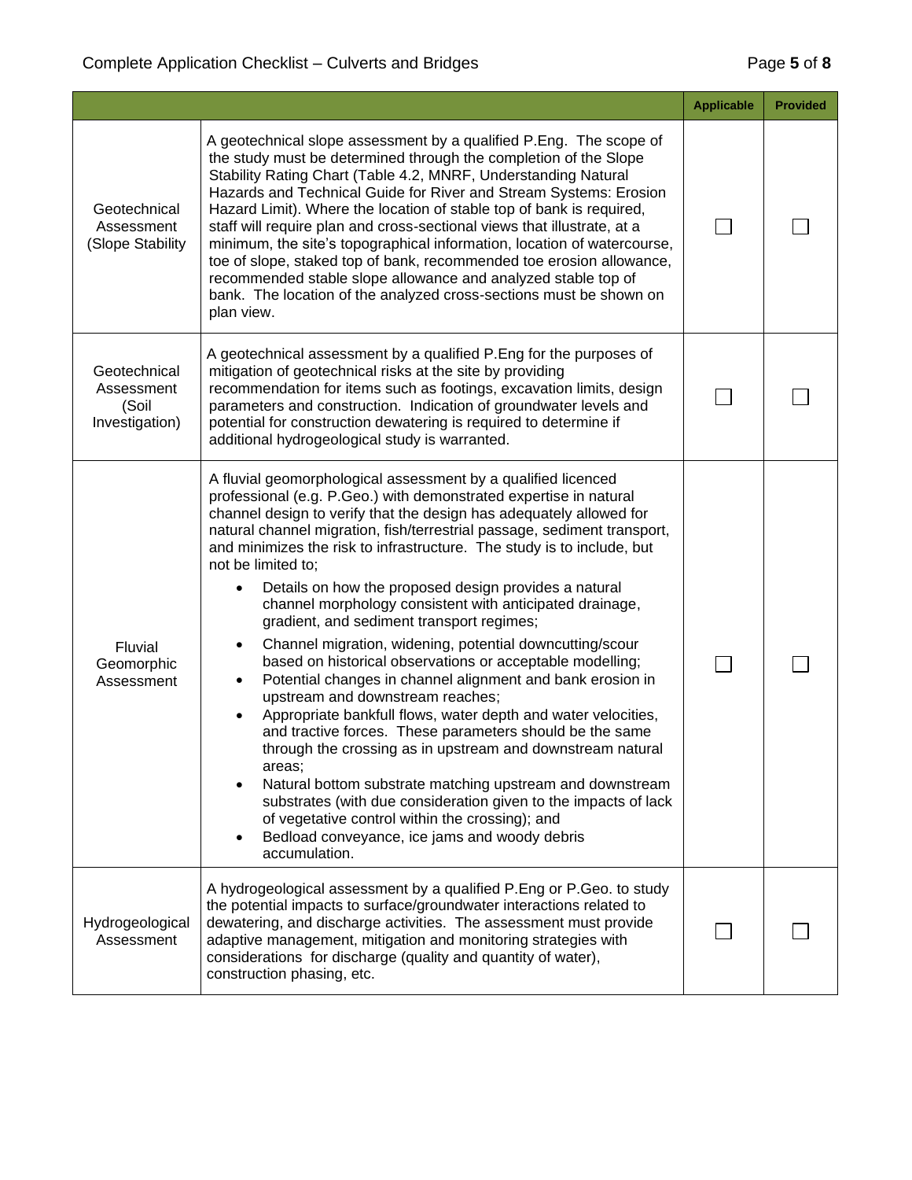| | | Applicable | Provided |
|---|---|---|---|
| Geotechnical Assessment (Slope Stability | A geotechnical slope assessment by a qualified P.Eng. The scope of the study must be determined through the completion of the Slope Stability Rating Chart (Table 4.2, MNRF, Understanding Natural Hazards and Technical Guide for River and Stream Systems: Erosion Hazard Limit). Where the location of stable top of bank is required, staff will require plan and cross-sectional views that illustrate, at a minimum, the site's topographical information, location of watercourse, toe of slope, staked top of bank, recommended toe erosion allowance, recommended stable slope allowance and analyzed stable top of bank. The location of the analyzed cross-sections must be shown on plan view. | ☐ | ☐ |
| Geotechnical Assessment (Soil Investigation) | A geotechnical assessment by a qualified P.Eng for the purposes of mitigation of geotechnical risks at the site by providing recommendation for items such as footings, excavation limits, design parameters and construction. Indication of groundwater levels and potential for construction dewatering is required to determine if additional hydrogeological study is warranted. | ☐ | ☐ |
| Fluvial Geomorphic Assessment | A fluvial geomorphological assessment by a qualified licenced professional (e.g. P.Geo.) with demonstrated expertise in natural channel design to verify that the design has adequately allowed for natural channel migration, fish/terrestrial passage, sediment transport, and minimizes the risk to infrastructure. The study is to include, but not be limited to;<br>• Details on how the proposed design provides a natural channel morphology consistent with anticipated drainage, gradient, and sediment transport regimes;<br>• Channel migration, widening, potential downcutting/scour based on historical observations or acceptable modelling;<br>• Potential changes in channel alignment and bank erosion in upstream and downstream reaches;<br>• Appropriate bankfull flows, water depth and water velocities, and tractive forces. These parameters should be the same through the crossing as in upstream and downstream natural areas;<br>• Natural bottom substrate matching upstream and downstream substrates (with due consideration given to the impacts of lack of vegetative control within the crossing); and<br>• Bedload conveyance, ice jams and woody debris accumulation. | ☐ | ☐ |
| Hydrogeological Assessment | A hydrogeological assessment by a qualified P.Eng or P.Geo. to study the potential impacts to surface/groundwater interactions related to dewatering, and discharge activities. The assessment must provide adaptive management, mitigation and monitoring strategies with considerations for discharge (quality and quantity of water), construction phasing, etc. | ☐ | ☐ |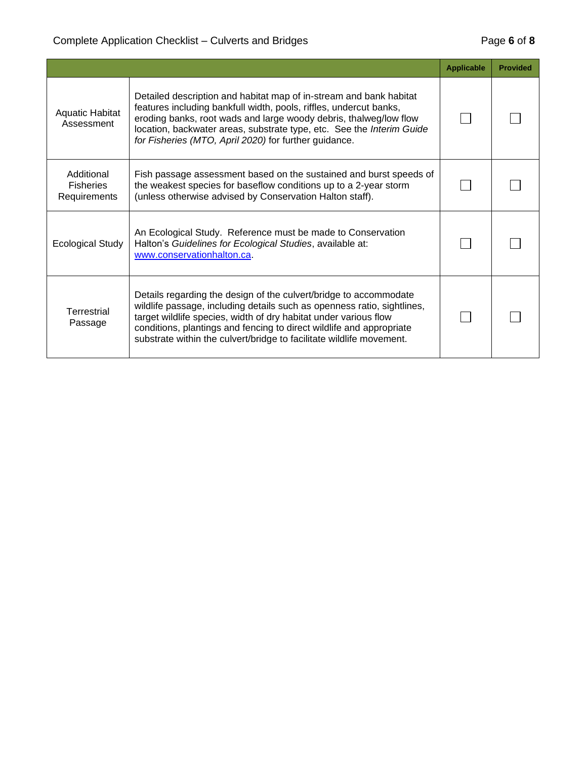| | | Applicable | Provided |
|---|---|---|---|
| Aquatic Habitat Assessment | Detailed description and habitat map of in-stream and bank habitat features including bankfull width, pools, riffles, undercut banks, eroding banks, root wads and large woody debris, thalweg/low flow location, backwater areas, substrate type, etc. See the *Interim Guide for Fisheries (MTO, April 2020)* for further guidance. | ☐ | ☐ |
| Additional Fisheries Requirements | Fish passage assessment based on the sustained and burst speeds of the weakest species for baseflow conditions up to a 2-year storm (unless otherwise advised by Conservation Halton staff). | ☐ | ☐ |
| Ecological Study | An Ecological Study. Reference must be made to Conservation Halton's *Guidelines for Ecological Studies*, available at: [www.conservationhalton.ca](http://www.conservationhalton.ca). | ☐ | ☐ |
| Terrestrial Passage | Details regarding the design of the culvert/bridge to accommodate wildlife passage, including details such as openness ratio, sightlines, target wildlife species, width of dry habitat under various flow conditions, plantings and fencing to direct wildlife and appropriate substrate within the culvert/bridge to facilitate wildlife movement. | ☐ | ☐ |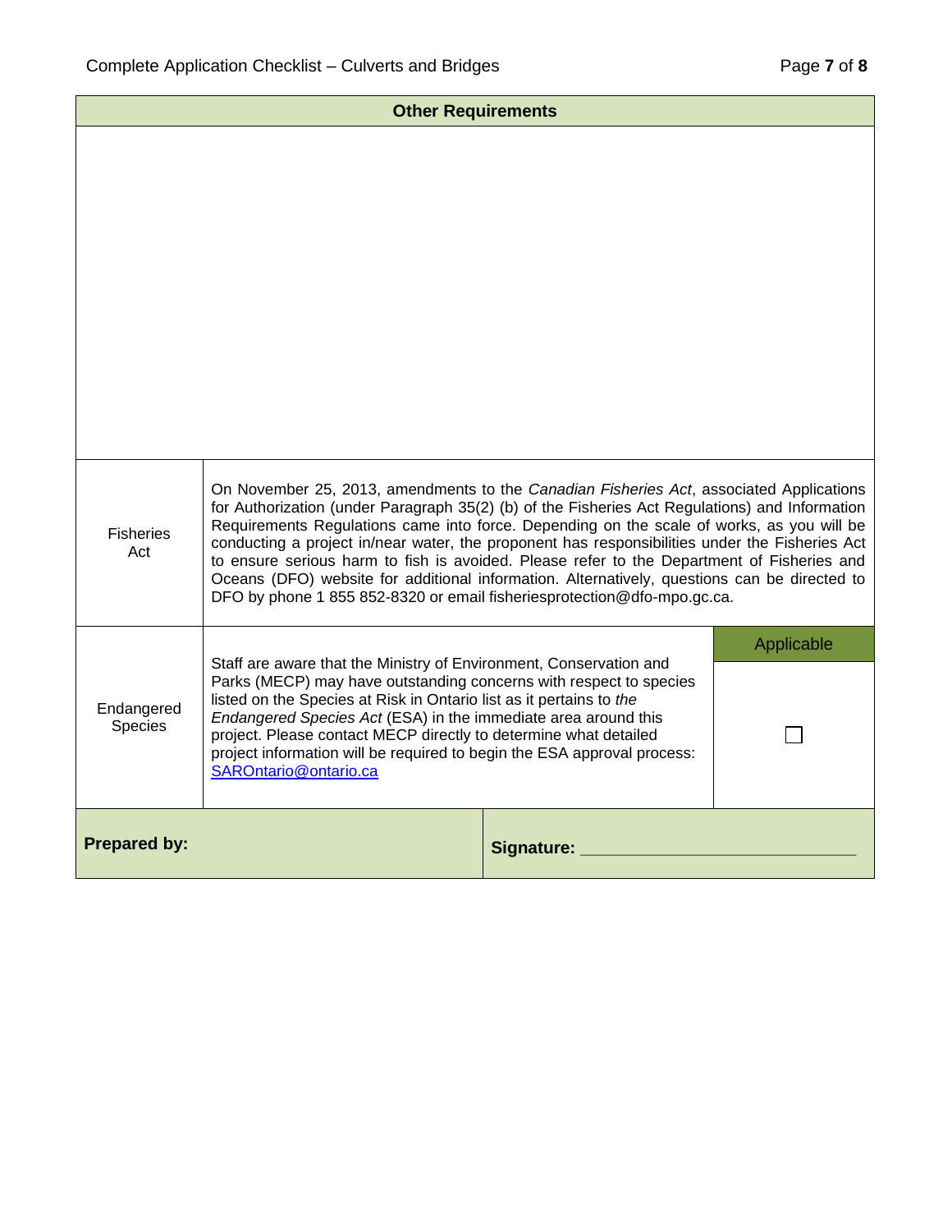| Other Requirements | | |
|---|---|---|
| | | |
| Fisheries Act | On November 25, 2013, amendments to the *Canadian Fisheries Act*, associated Applications for Authorization (under Paragraph 35(2) (b) of the Fisheries Act Regulations) and Information Requirements Regulations came into force. Depending on the scale of works, as you will be conducting a project in/near water, the proponent has responsibilities under the Fisheries Act to ensure serious harm to fish is avoided. Please refer to the Department of Fisheries and Oceans (DFO) website for additional information. Alternatively, questions can be directed to DFO by phone 1 855 852-8320 or email fisheriesprotection@dfo-mpo.gc.ca. | |
| Endangered Species | Staff are aware that the Ministry of Environment, Conservation and Parks (MECP) may have outstanding concerns with respect to species listed on the Species at Risk in Ontario list as it pertains to *the Endangered Species Act* (ESA) in the immediate area around this project. Please contact MECP directly to determine what detailed project information will be required to begin the ESA approval process: [SAROntario@ontario.ca](mailto:SAROntario@ontario.ca) | Applicable<br>☐ |
| **Prepared by:** | **Signature:** ____________________________ | |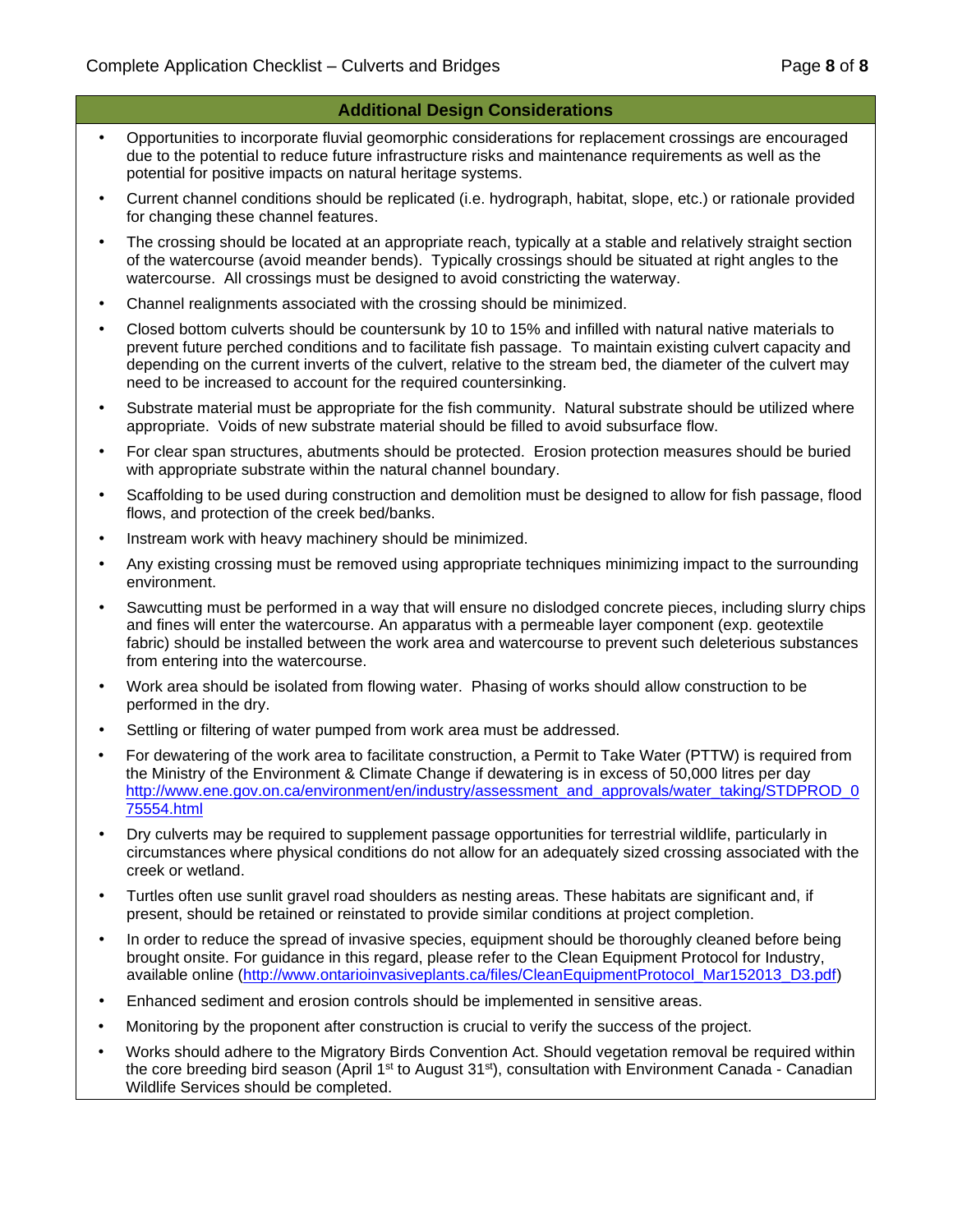## Additional Design Considerations

- Opportunities to incorporate fluvial geomorphic considerations for replacement crossings are encouraged due to the potential to reduce future infrastructure risks and maintenance requirements as well as the potential for positive impacts on natural heritage systems.
- Current channel conditions should be replicated (i.e. hydrograph, habitat, slope, etc.) or rationale provided for changing these channel features.
- The crossing should be located at an appropriate reach, typically at a stable and relatively straight section of the watercourse (avoid meander bends). Typically crossings should be situated at right angles to the watercourse. All crossings must be designed to avoid constricting the waterway.
- Channel realignments associated with the crossing should be minimized.
- Closed bottom culverts should be countersunk by 10 to 15% and infilled with natural native materials to prevent future perched conditions and to facilitate fish passage. To maintain existing culvert capacity and depending on the current inverts of the culvert, relative to the stream bed, the diameter of the culvert may need to be increased to account for the required countersinking.
- Substrate material must be appropriate for the fish community. Natural substrate should be utilized where appropriate. Voids of new substrate material should be filled to avoid subsurface flow.
- For clear span structures, abutments should be protected. Erosion protection measures should be buried with appropriate substrate within the natural channel boundary.
- Scaffolding to be used during construction and demolition must be designed to allow for fish passage, flood flows, and protection of the creek bed/banks.
- Instream work with heavy machinery should be minimized.
- Any existing crossing must be removed using appropriate techniques minimizing impact to the surrounding environment.
- Sawcutting must be performed in a way that will ensure no dislodged concrete pieces, including slurry chips and fines will enter the watercourse. An apparatus with a permeable layer component (exp. geotextile fabric) should be installed between the work area and watercourse to prevent such deleterious substances from entering into the watercourse.
- Work area should be isolated from flowing water. Phasing of works should allow construction to be performed in the dry.
- Settling or filtering of water pumped from work area must be addressed.
- For dewatering of the work area to facilitate construction, a Permit to Take Water (PTTW) is required from the Ministry of the Environment & Climate Change if dewatering is in excess of 50,000 litres per day http://www.ene.gov.on.ca/environment/en/industry/assessment_and_approvals/water_taking/STDPROD_075554.html
- Dry culverts may be required to supplement passage opportunities for terrestrial wildlife, particularly in circumstances where physical conditions do not allow for an adequately sized crossing associated with the creek or wetland.
- Turtles often use sunlit gravel road shoulders as nesting areas. These habitats are significant and, if present, should be retained or reinstated to provide similar conditions at project completion.
- In order to reduce the spread of invasive species, equipment should be thoroughly cleaned before being brought onsite. For guidance in this regard, please refer to the Clean Equipment Protocol for Industry, available online (http://www.ontarioinvasiveplants.ca/files/CleanEquipmentProtocol_Mar152013_D3.pdf)
- Enhanced sediment and erosion controls should be implemented in sensitive areas.
- Monitoring by the proponent after construction is crucial to verify the success of the project.
- Works should adhere to the Migratory Birds Convention Act. Should vegetation removal be required within the core breeding bird season (April 1st to August 31st), consultation with Environment Canada - Canadian Wildlife Services should be completed.